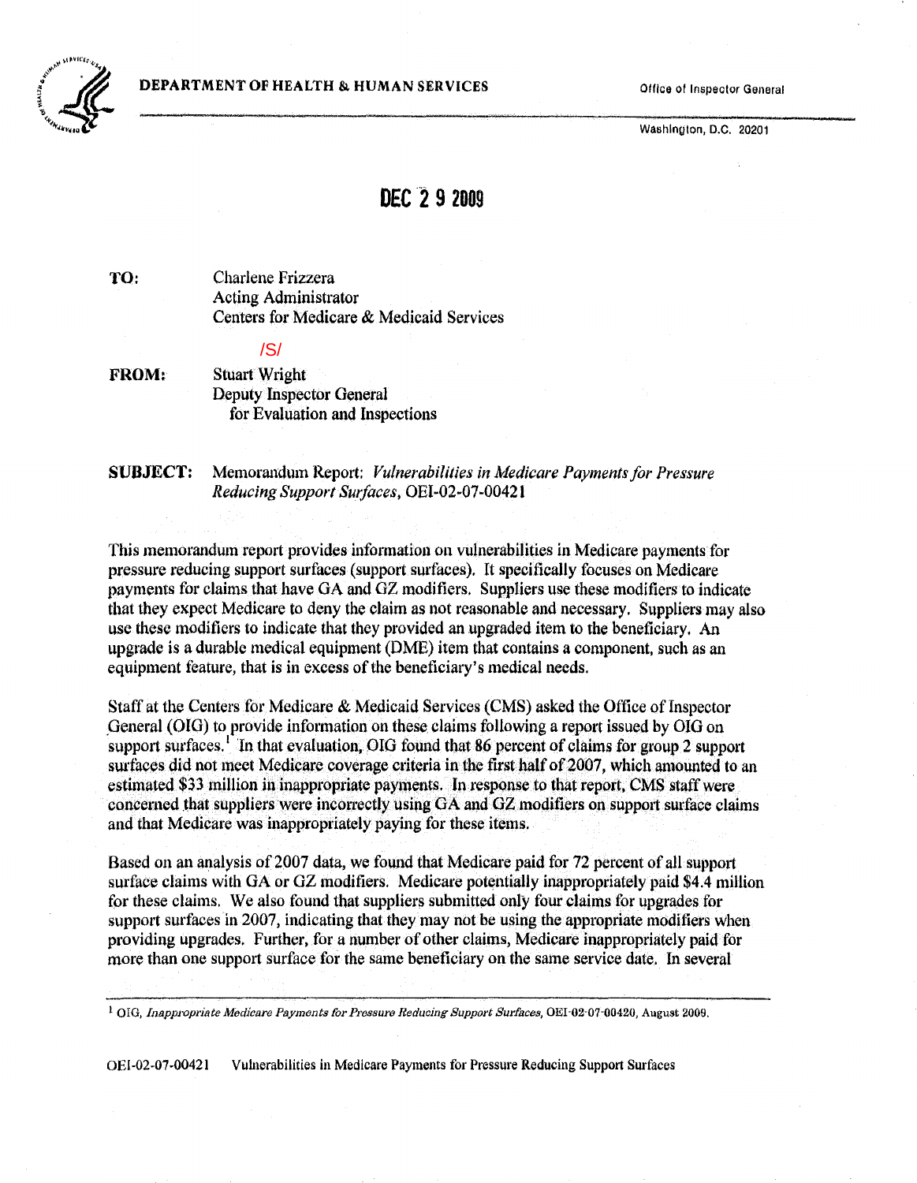**DEPARTMENT OF HEALTH & HUMAN SERVICES** Office of Inspector General

Washington, D.C. 20201

**DEC 2 9 2009**

**TO:** Charlene Frizzera
Acting Administrator
Centers for Medicare & Medicaid Services

/S/

**FROM:** Stuart Wright
Deputy Inspector General
for Evaluation and Inspections

**SUBJECT:** Memorandum Report: *Vulnerabilities in Medicare Payments for Pressure Reducing Support Surfaces*, OEI-02-07-00421

This memorandum report provides information on vulnerabilities in Medicare payments for pressure reducing support surfaces (support surfaces). It specifically focuses on Medicare payments for claims that have GA and GZ modifiers. Suppliers use these modifiers to indicate that they expect Medicare to deny the claim as not reasonable and necessary. Suppliers may also use these modifiers to indicate that they provided an upgraded item to the beneficiary. An upgrade is a durable medical equipment (DME) item that contains a component, such as an equipment feature, that is in excess of the beneficiary's medical needs.

Staff at the Centers for Medicare & Medicaid Services (CMS) asked the Office of Inspector General (OIG) to provide information on these claims following a report issued by OIG on support surfaces.[1] In that evaluation, OIG found that 86 percent of claims for group 2 support surfaces did not meet Medicare coverage criteria in the first half of 2007, which amounted to an estimated $33 million in inappropriate payments. In response to that report, CMS staff were concerned that suppliers were incorrectly using GA and GZ modifiers on support surface claims and that Medicare was inappropriately paying for these items.

Based on an analysis of 2007 data, we found that Medicare paid for 72 percent of all support surface claims with GA or GZ modifiers. Medicare potentially inappropriately paid $4.4 million for these claims. We also found that suppliers submitted only four claims for upgrades for support surfaces in 2007, indicating that they may not be using the appropriate modifiers when providing upgrades. Further, for a number of other claims, Medicare inappropriately paid for more than one support surface for the same beneficiary on the same service date. In several

[1] OIG, *Inappropriate Medicare Payments for Pressure Reducing Support Surfaces*, OEI-02-07-00420, August 2009.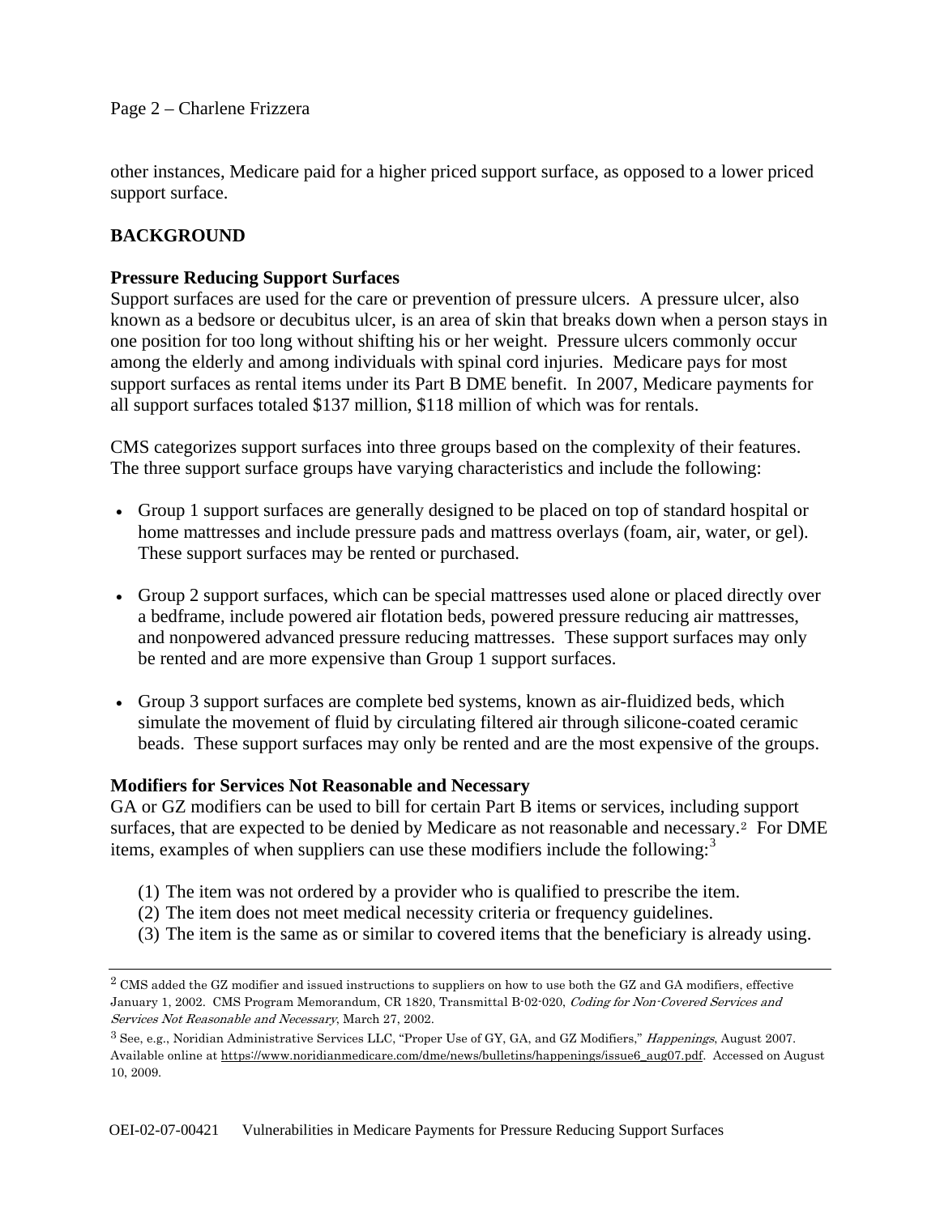other instances, Medicare paid for a higher priced support surface, as opposed to a lower priced support surface.

## BACKGROUND

### Pressure Reducing Support Surfaces

Support surfaces are used for the care or prevention of pressure ulcers. A pressure ulcer, also known as a bedsore or decubitus ulcer, is an area of skin that breaks down when a person stays in one position for too long without shifting his or her weight. Pressure ulcers commonly occur among the elderly and among individuals with spinal cord injuries. Medicare pays for most support surfaces as rental items under its Part B DME benefit. In 2007, Medicare payments for all support surfaces totaled $137 million, $118 million of which was for rentals.

CMS categorizes support surfaces into three groups based on the complexity of their features. The three support surface groups have varying characteristics and include the following:

- Group 1 support surfaces are generally designed to be placed on top of standard hospital or home mattresses and include pressure pads and mattress overlays (foam, air, water, or gel). These support surfaces may be rented or purchased.
- Group 2 support surfaces, which can be special mattresses used alone or placed directly over a bedframe, include powered air flotation beds, powered pressure reducing air mattresses, and nonpowered advanced pressure reducing mattresses. These support surfaces may only be rented and are more expensive than Group 1 support surfaces.
- Group 3 support surfaces are complete bed systems, known as air-fluidized beds, which simulate the movement of fluid by circulating filtered air through silicone-coated ceramic beads. These support surfaces may only be rented and are the most expensive of the groups.

### Modifiers for Services Not Reasonable and Necessary

GA or GZ modifiers can be used to bill for certain Part B items or services, including support surfaces, that are expected to be denied by Medicare as not reasonable and necessary.[2] For DME items, examples of when suppliers can use these modifiers include the following:[3]

(1) The item was not ordered by a provider who is qualified to prescribe the item.
(2) The item does not meet medical necessity criteria or frequency guidelines.
(3) The item is the same as or similar to covered items that the beneficiary is already using.

---

[2] CMS added the GZ modifier and issued instructions to suppliers on how to use both the GZ and GA modifiers, effective January 1, 2002. CMS Program Memorandum, CR 1820, Transmittal B-02-020, *Coding for Non-Covered Services and Services Not Reasonable and Necessary*, March 27, 2002.

[3] See, e.g., Noridian Administrative Services LLC, "Proper Use of GY, GA, and GZ Modifiers," *Happenings*, August 2007. Available online at https://www.noridianmedicare.com/dme/news/bulletins/happenings/issue6_aug07.pdf. Accessed on August 10, 2009.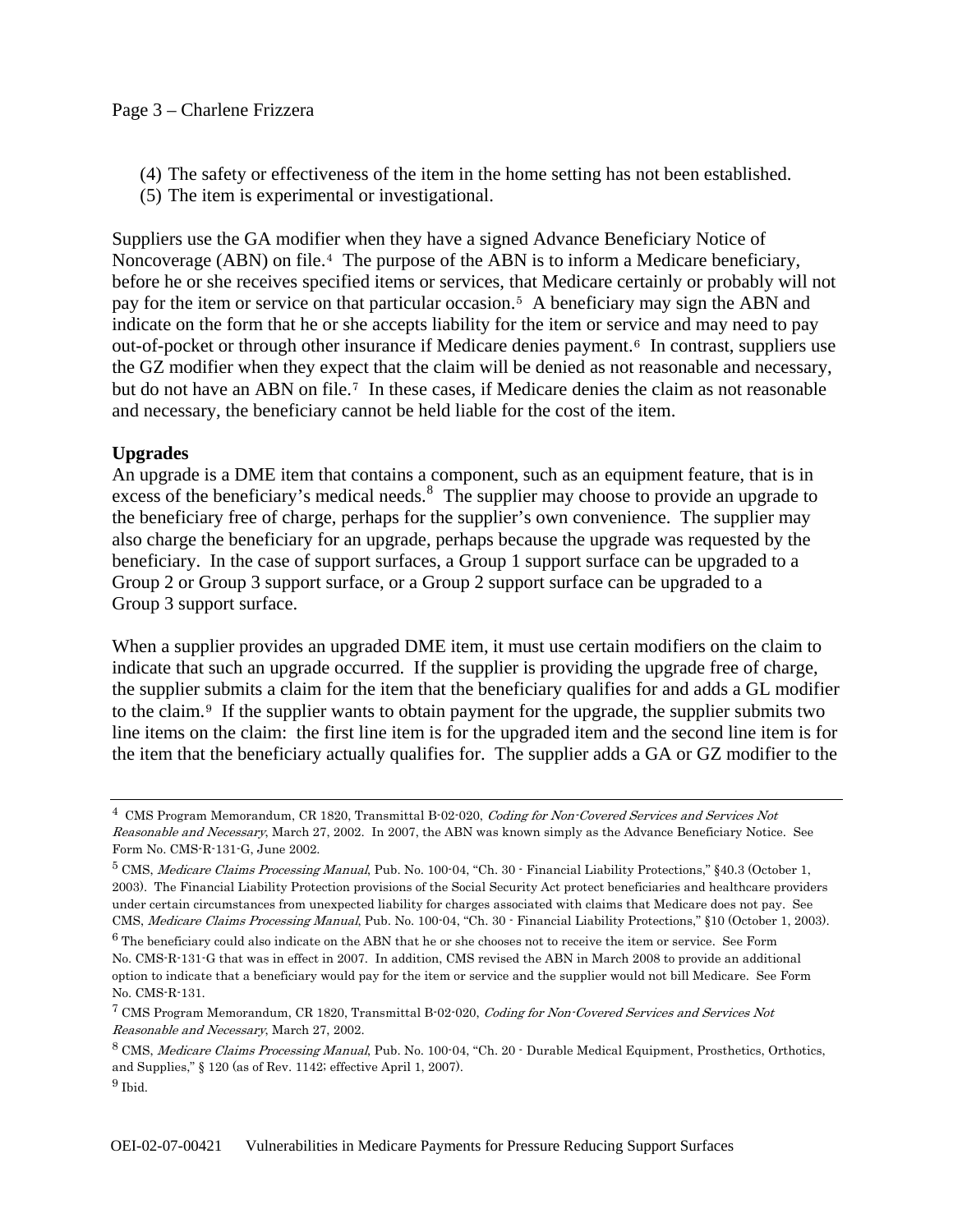(4) The safety or effectiveness of the item in the home setting has not been established.
(5) The item is experimental or investigational.

Suppliers use the GA modifier when they have a signed Advance Beneficiary Notice of Noncoverage (ABN) on file.[4] The purpose of the ABN is to inform a Medicare beneficiary, before he or she receives specified items or services, that Medicare certainly or probably will not pay for the item or service on that particular occasion.[5] A beneficiary may sign the ABN and indicate on the form that he or she accepts liability for the item or service and may need to pay out-of-pocket or through other insurance if Medicare denies payment.[6] In contrast, suppliers use the GZ modifier when they expect that the claim will be denied as not reasonable and necessary, but do not have an ABN on file.[7] In these cases, if Medicare denies the claim as not reasonable and necessary, the beneficiary cannot be held liable for the cost of the item.

**Upgrades**

An upgrade is a DME item that contains a component, such as an equipment feature, that is in excess of the beneficiary's medical needs.[8] The supplier may choose to provide an upgrade to the beneficiary free of charge, perhaps for the supplier's own convenience. The supplier may also charge the beneficiary for an upgrade, perhaps because the upgrade was requested by the beneficiary. In the case of support surfaces, a Group 1 support surface can be upgraded to a Group 2 or Group 3 support surface, or a Group 2 support surface can be upgraded to a Group 3 support surface.

When a supplier provides an upgraded DME item, it must use certain modifiers on the claim to indicate that such an upgrade occurred. If the supplier is providing the upgrade free of charge, the supplier submits a claim for the item that the beneficiary qualifies for and adds a GL modifier to the claim.[9] If the supplier wants to obtain payment for the upgrade, the supplier submits two line items on the claim: the first line item is for the upgraded item and the second line item is for the item that the beneficiary actually qualifies for. The supplier adds a GA or GZ modifier to the

---

[4] CMS Program Memorandum, CR 1820, Transmittal B-02-020, *Coding for Non-Covered Services and Services Not Reasonable and Necessary*, March 27, 2002. In 2007, the ABN was known simply as the Advance Beneficiary Notice. See Form No. CMS-R-131-G, June 2002.

[5] CMS, *Medicare Claims Processing Manual*, Pub. No. 100-04, "Ch. 30 - Financial Liability Protections," §40.3 (October 1, 2003). The Financial Liability Protection provisions of the Social Security Act protect beneficiaries and healthcare providers under certain circumstances from unexpected liability for charges associated with claims that Medicare does not pay. See CMS, *Medicare Claims Processing Manual*, Pub. No. 100-04, "Ch. 30 - Financial Liability Protections," §10 (October 1, 2003).

[6] The beneficiary could also indicate on the ABN that he or she chooses not to receive the item or service. See Form No. CMS-R-131-G that was in effect in 2007. In addition, CMS revised the ABN in March 2008 to provide an additional option to indicate that a beneficiary would pay for the item or service and the supplier would not bill Medicare. See Form No. CMS-R-131.

[7] CMS Program Memorandum, CR 1820, Transmittal B-02-020, *Coding for Non-Covered Services and Services Not Reasonable and Necessary*, March 27, 2002.

[8] CMS, *Medicare Claims Processing Manual*, Pub. No. 100-04, "Ch. 20 - Durable Medical Equipment, Prosthetics, Orthotics, and Supplies," § 120 (as of Rev. 1142; effective April 1, 2007).

[9] Ibid.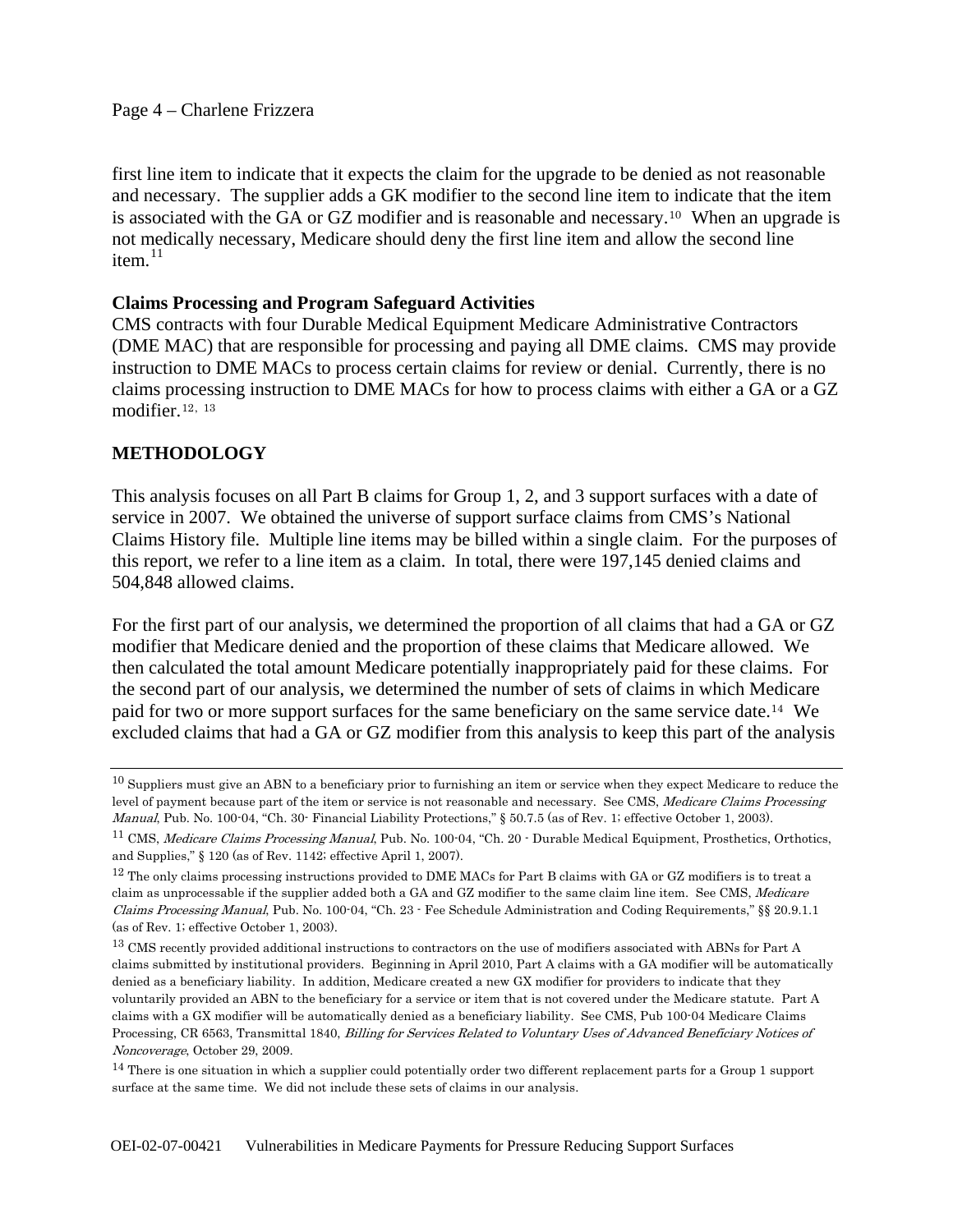first line item to indicate that it expects the claim for the upgrade to be denied as not reasonable and necessary. The supplier adds a GK modifier to the second line item to indicate that the item is associated with the GA or GZ modifier and is reasonable and necessary.[10] When an upgrade is not medically necessary, Medicare should deny the first line item and allow the second line item.[11]

**Claims Processing and Program Safeguard Activities**

CMS contracts with four Durable Medical Equipment Medicare Administrative Contractors (DME MAC) that are responsible for processing and paying all DME claims. CMS may provide instruction to DME MACs to process certain claims for review or denial. Currently, there is no claims processing instruction to DME MACs for how to process claims with either a GA or a GZ modifier.[12, 13]

## METHODOLOGY

This analysis focuses on all Part B claims for Group 1, 2, and 3 support surfaces with a date of service in 2007. We obtained the universe of support surface claims from CMS's National Claims History file. Multiple line items may be billed within a single claim. For the purposes of this report, we refer to a line item as a claim. In total, there were 197,145 denied claims and 504,848 allowed claims.

For the first part of our analysis, we determined the proportion of all claims that had a GA or GZ modifier that Medicare denied and the proportion of these claims that Medicare allowed. We then calculated the total amount Medicare potentially inappropriately paid for these claims. For the second part of our analysis, we determined the number of sets of claims in which Medicare paid for two or more support surfaces for the same beneficiary on the same service date.[14] We excluded claims that had a GA or GZ modifier from this analysis to keep this part of the analysis

---

[10] Suppliers must give an ABN to a beneficiary prior to furnishing an item or service when they expect Medicare to reduce the level of payment because part of the item or service is not reasonable and necessary. See CMS, *Medicare Claims Processing Manual*, Pub. No. 100-04, "Ch. 30- Financial Liability Protections," § 50.7.5 (as of Rev. 1; effective October 1, 2003).

[11] CMS, *Medicare Claims Processing Manual*, Pub. No. 100-04, "Ch. 20 - Durable Medical Equipment, Prosthetics, Orthotics, and Supplies," § 120 (as of Rev. 1142; effective April 1, 2007).

[12] The only claims processing instructions provided to DME MACs for Part B claims with GA or GZ modifiers is to treat a claim as unprocessable if the supplier added both a GA and GZ modifier to the same claim line item. See CMS, *Medicare Claims Processing Manual*, Pub. No. 100-04, "Ch. 23 - Fee Schedule Administration and Coding Requirements," §§ 20.9.1.1 (as of Rev. 1; effective October 1, 2003).

[13] CMS recently provided additional instructions to contractors on the use of modifiers associated with ABNs for Part A claims submitted by institutional providers. Beginning in April 2010, Part A claims with a GA modifier will be automatically denied as a beneficiary liability. In addition, Medicare created a new GX modifier for providers to indicate that they voluntarily provided an ABN to the beneficiary for a service or item that is not covered under the Medicare statute. Part A claims with a GX modifier will be automatically denied as a beneficiary liability. See CMS, Pub 100-04 Medicare Claims Processing, CR 6563, Transmittal 1840, *Billing for Services Related to Voluntary Uses of Advanced Beneficiary Notices of Noncoverage*, October 29, 2009.

[14] There is one situation in which a supplier could potentially order two different replacement parts for a Group 1 support surface at the same time. We did not include these sets of claims in our analysis.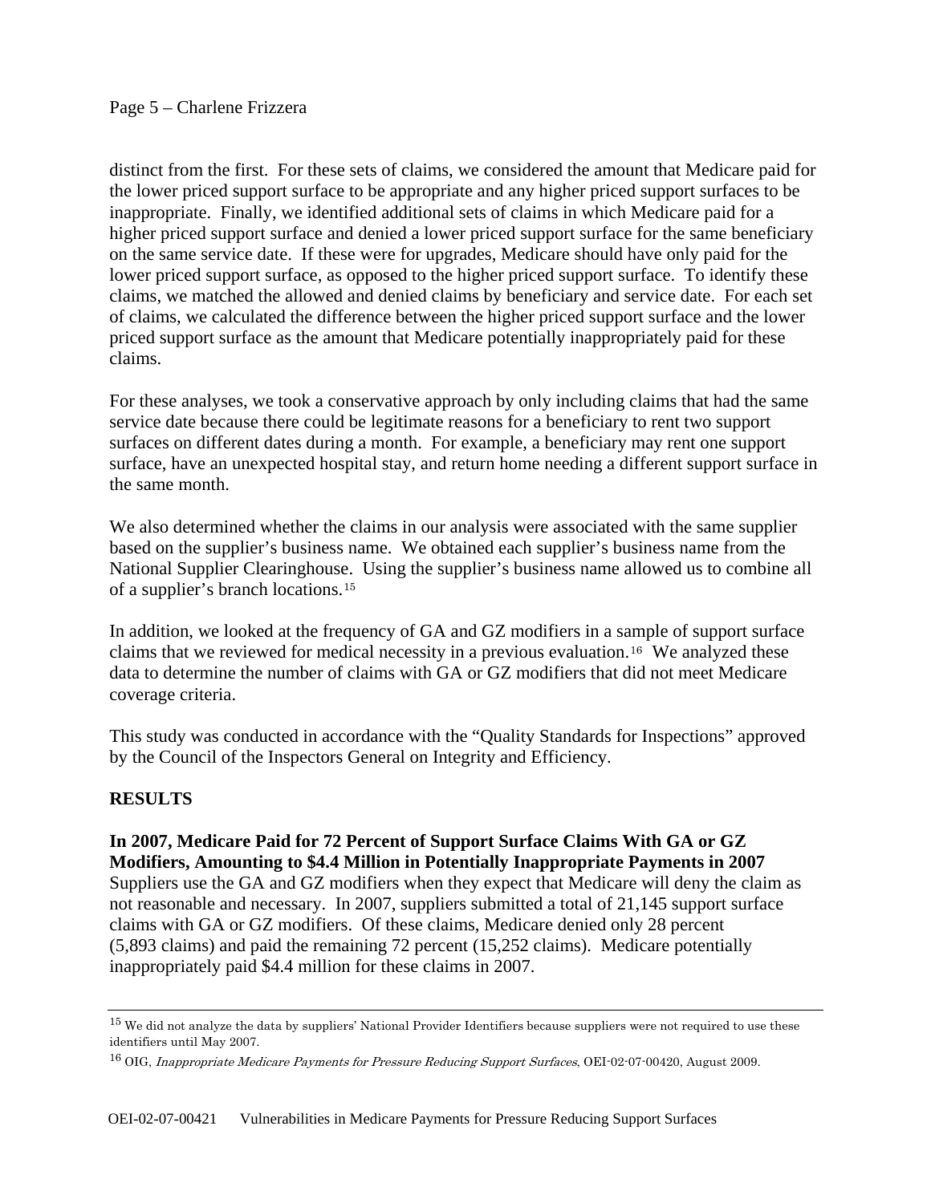distinct from the first. For these sets of claims, we considered the amount that Medicare paid for the lower priced support surface to be appropriate and any higher priced support surfaces to be inappropriate. Finally, we identified additional sets of claims in which Medicare paid for a higher priced support surface and denied a lower priced support surface for the same beneficiary on the same service date. If these were for upgrades, Medicare should have only paid for the lower priced support surface, as opposed to the higher priced support surface. To identify these claims, we matched the allowed and denied claims by beneficiary and service date. For each set of claims, we calculated the difference between the higher priced support surface and the lower priced support surface as the amount that Medicare potentially inappropriately paid for these claims.

For these analyses, we took a conservative approach by only including claims that had the same service date because there could be legitimate reasons for a beneficiary to rent two support surfaces on different dates during a month. For example, a beneficiary may rent one support surface, have an unexpected hospital stay, and return home needing a different support surface in the same month.

We also determined whether the claims in our analysis were associated with the same supplier based on the supplier's business name. We obtained each supplier's business name from the National Supplier Clearinghouse. Using the supplier's business name allowed us to combine all of a supplier's branch locations.[15]

In addition, we looked at the frequency of GA and GZ modifiers in a sample of support surface claims that we reviewed for medical necessity in a previous evaluation.[16] We analyzed these data to determine the number of claims with GA or GZ modifiers that did not meet Medicare coverage criteria.

This study was conducted in accordance with the "Quality Standards for Inspections" approved by the Council of the Inspectors General on Integrity and Efficiency.

## RESULTS

**In 2007, Medicare Paid for 72 Percent of Support Surface Claims With GA or GZ Modifiers, Amounting to $4.4 Million in Potentially Inappropriate Payments in 2007**

Suppliers use the GA and GZ modifiers when they expect that Medicare will deny the claim as not reasonable and necessary. In 2007, suppliers submitted a total of 21,145 support surface claims with GA or GZ modifiers. Of these claims, Medicare denied only 28 percent (5,893 claims) and paid the remaining 72 percent (15,252 claims). Medicare potentially inappropriately paid $4.4 million for these claims in 2007.

---

[15] We did not analyze the data by suppliers' National Provider Identifiers because suppliers were not required to use these identifiers until May 2007.

[16] OIG, *Inappropriate Medicare Payments for Pressure Reducing Support Surfaces*, OEI-02-07-00420, August 2009.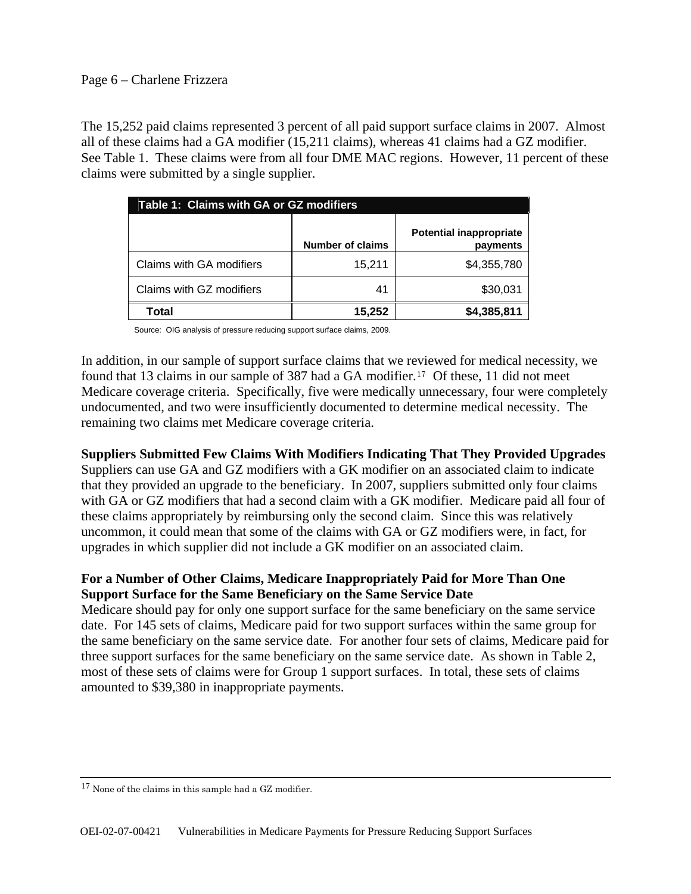The 15,252 paid claims represented 3 percent of all paid support surface claims in 2007. Almost all of these claims had a GA modifier (15,211 claims), whereas 41 claims had a GZ modifier. See Table 1. These claims were from all four DME MAC regions. However, 11 percent of these claims were submitted by a single supplier.

**Table 1: Claims with GA or GZ modifiers**

| | Number of claims | Potential inappropriate payments |
|---|---|---|
| Claims with GA modifiers | 15,211 | $4,355,780 |
| Claims with GZ modifiers | 41 | $30,031 |
| **Total** | **15,252** | **$4,385,811** |

Source: OIG analysis of pressure reducing support surface claims, 2009.

In addition, in our sample of support surface claims that we reviewed for medical necessity, we found that 13 claims in our sample of 387 had a GA modifier.[17] Of these, 11 did not meet Medicare coverage criteria. Specifically, five were medically unnecessary, four were completely undocumented, and two were insufficiently documented to determine medical necessity. The remaining two claims met Medicare coverage criteria.

**Suppliers Submitted Few Claims With Modifiers Indicating That They Provided Upgrades**

Suppliers can use GA and GZ modifiers with a GK modifier on an associated claim to indicate that they provided an upgrade to the beneficiary. In 2007, suppliers submitted only four claims with GA or GZ modifiers that had a second claim with a GK modifier. Medicare paid all four of these claims appropriately by reimbursing only the second claim. Since this was relatively uncommon, it could mean that some of the claims with GA or GZ modifiers were, in fact, for upgrades in which supplier did not include a GK modifier on an associated claim.

**For a Number of Other Claims, Medicare Inappropriately Paid for More Than One Support Surface for the Same Beneficiary on the Same Service Date**

Medicare should pay for only one support surface for the same beneficiary on the same service date. For 145 sets of claims, Medicare paid for two support surfaces within the same group for the same beneficiary on the same service date. For another four sets of claims, Medicare paid for three support surfaces for the same beneficiary on the same service date. As shown in Table 2, most of these sets of claims were for Group 1 support surfaces. In total, these sets of claims amounted to $39,380 in inappropriate payments.

---

[17] None of the claims in this sample had a GZ modifier.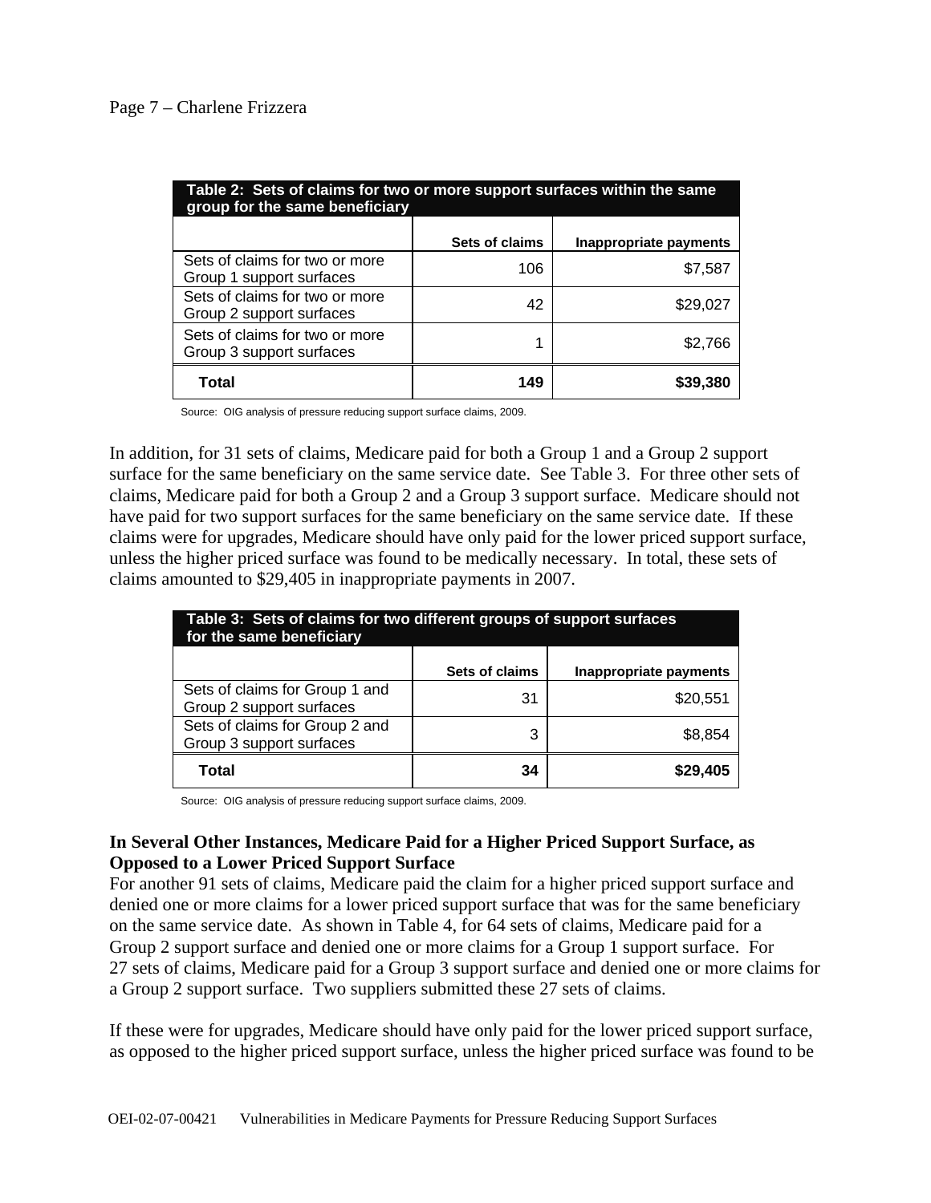| Table 2: Sets of claims for two or more support surfaces within the same group for the same beneficiary | | |
|---|---|---|
| | Sets of claims | Inappropriate payments |
| Sets of claims for two or more Group 1 support surfaces | 106 | $7,587 |
| Sets of claims for two or more Group 2 support surfaces | 42 | $29,027 |
| Sets of claims for two or more Group 3 support surfaces | 1 | $2,766 |
| **Total** | **149** | **$39,380** |

Source: OIG analysis of pressure reducing support surface claims, 2009.

In addition, for 31 sets of claims, Medicare paid for both a Group 1 and a Group 2 support surface for the same beneficiary on the same service date. See Table 3. For three other sets of claims, Medicare paid for both a Group 2 and a Group 3 support surface. Medicare should not have paid for two support surfaces for the same beneficiary on the same service date. If these claims were for upgrades, Medicare should have only paid for the lower priced support surface, unless the higher priced surface was found to be medically necessary. In total, these sets of claims amounted to $29,405 in inappropriate payments in 2007.

| Table 3: Sets of claims for two different groups of support surfaces for the same beneficiary | | |
|---|---|---|
| | Sets of claims | Inappropriate payments |
| Sets of claims for Group 1 and Group 2 support surfaces | 31 | $20,551 |
| Sets of claims for Group 2 and Group 3 support surfaces | 3 | $8,854 |
| **Total** | **34** | **$29,405** |

Source: OIG analysis of pressure reducing support surface claims, 2009.

**In Several Other Instances, Medicare Paid for a Higher Priced Support Surface, as Opposed to a Lower Priced Support Surface**

For another 91 sets of claims, Medicare paid the claim for a higher priced support surface and denied one or more claims for a lower priced support surface that was for the same beneficiary on the same service date. As shown in Table 4, for 64 sets of claims, Medicare paid for a Group 2 support surface and denied one or more claims for a Group 1 support surface. For 27 sets of claims, Medicare paid for a Group 3 support surface and denied one or more claims for a Group 2 support surface. Two suppliers submitted these 27 sets of claims.

If these were for upgrades, Medicare should have only paid for the lower priced support surface, as opposed to the higher priced support surface, unless the higher priced surface was found to be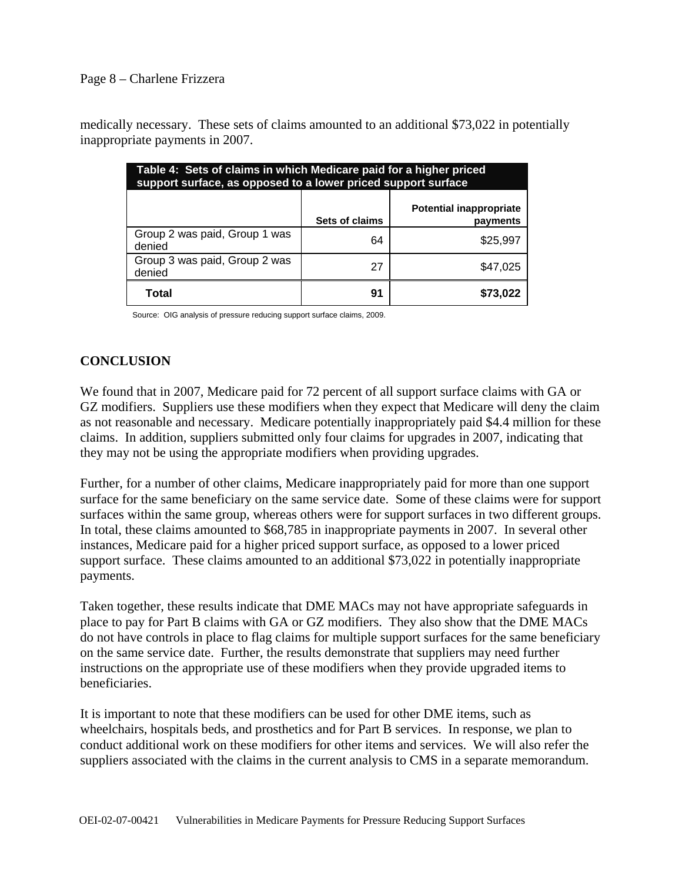medically necessary. These sets of claims amounted to an additional $73,022 in potentially inappropriate payments in 2007.

**Table 4: Sets of claims in which Medicare paid for a higher priced support surface, as opposed to a lower priced support surface**

| | Sets of claims | Potential inappropriate payments |
|---|---|---|
| Group 2 was paid, Group 1 was denied | 64 | $25,997 |
| Group 3 was paid, Group 2 was denied | 27 | $47,025 |
| **Total** | **91** | **$73,022** |

Source: OIG analysis of pressure reducing support surface claims, 2009.

## CONCLUSION

We found that in 2007, Medicare paid for 72 percent of all support surface claims with GA or GZ modifiers. Suppliers use these modifiers when they expect that Medicare will deny the claim as not reasonable and necessary. Medicare potentially inappropriately paid $4.4 million for these claims. In addition, suppliers submitted only four claims for upgrades in 2007, indicating that they may not be using the appropriate modifiers when providing upgrades.

Further, for a number of other claims, Medicare inappropriately paid for more than one support surface for the same beneficiary on the same service date. Some of these claims were for support surfaces within the same group, whereas others were for support surfaces in two different groups. In total, these claims amounted to $68,785 in inappropriate payments in 2007. In several other instances, Medicare paid for a higher priced support surface, as opposed to a lower priced support surface. These claims amounted to an additional $73,022 in potentially inappropriate payments.

Taken together, these results indicate that DME MACs may not have appropriate safeguards in place to pay for Part B claims with GA or GZ modifiers. They also show that the DME MACs do not have controls in place to flag claims for multiple support surfaces for the same beneficiary on the same service date. Further, the results demonstrate that suppliers may need further instructions on the appropriate use of these modifiers when they provide upgraded items to beneficiaries.

It is important to note that these modifiers can be used for other DME items, such as wheelchairs, hospitals beds, and prosthetics and for Part B services. In response, we plan to conduct additional work on these modifiers for other items and services. We will also refer the suppliers associated with the claims in the current analysis to CMS in a separate memorandum.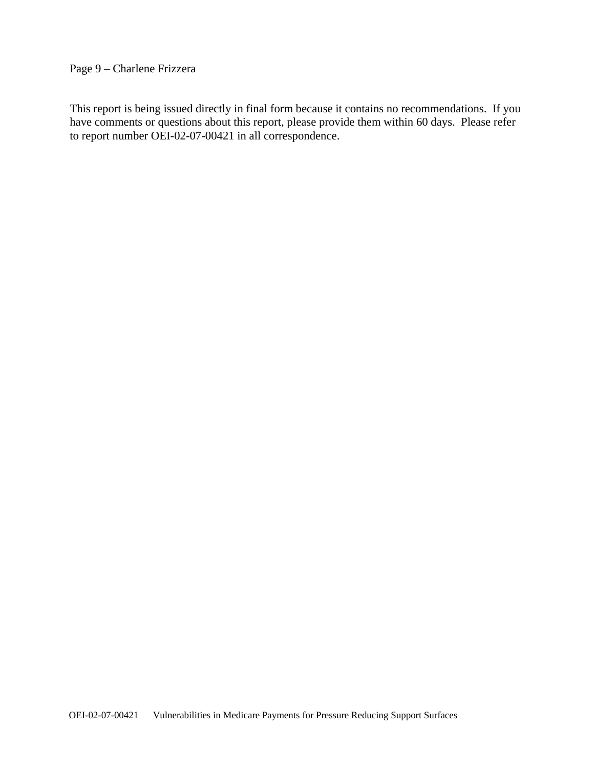This report is being issued directly in final form because it contains no recommendations. If you have comments or questions about this report, please provide them within 60 days. Please refer to report number OEI-02-07-00421 in all correspondence.